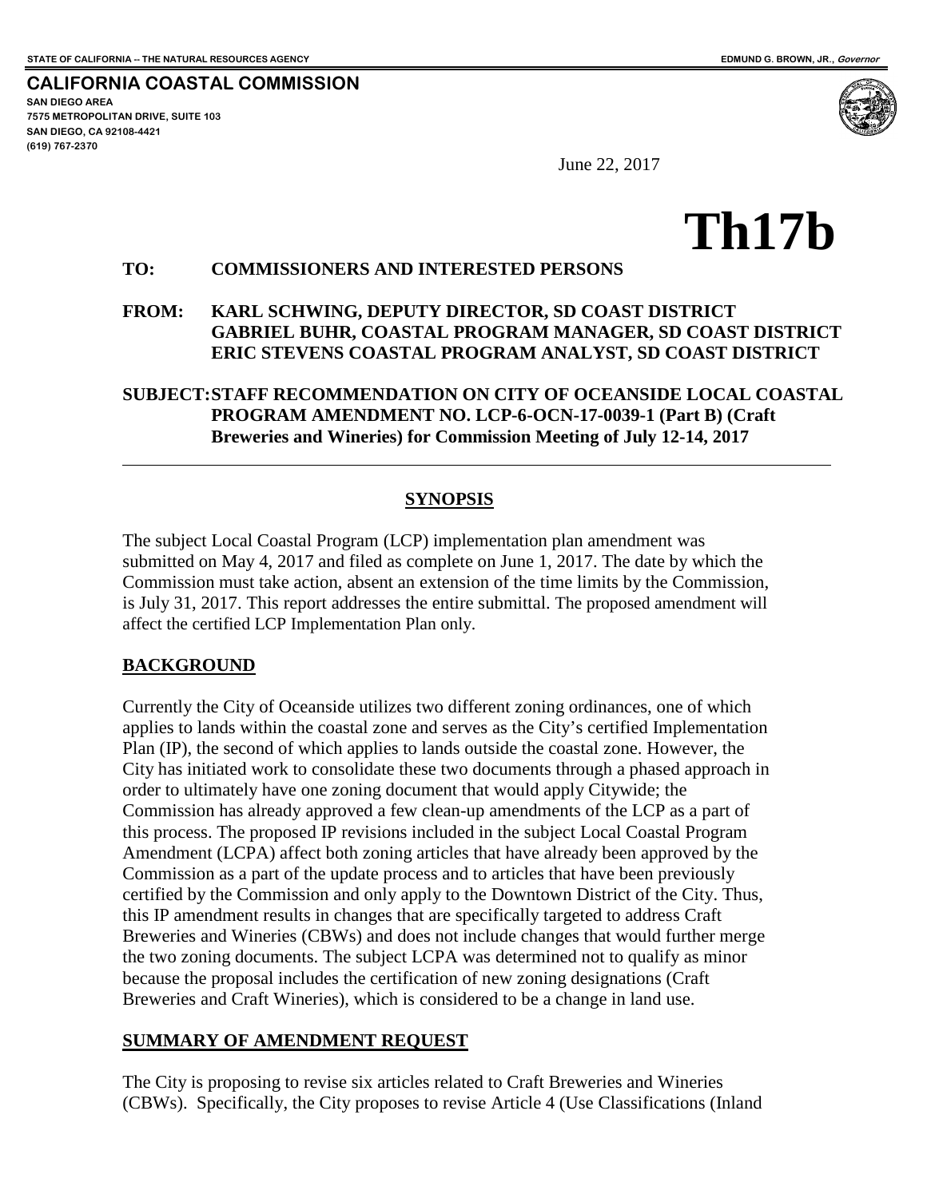STATE OF CALIFORNIA -- THE NATURAL RESOURCES AGENCY

EDMUND G. BROWN, JR., *Governor*

**CALIFORNIA COASTAL COMMISSION**
SAN DIEGO AREA
7575 METROPOLITAN DRIVE, SUITE 103
SAN DIEGO, CA 92108-4421
(619) 767-2370

June 22, 2017

# Th17b

**TO: COMMISSIONERS AND INTERESTED PERSONS**

**FROM: KARL SCHWING, DEPUTY DIRECTOR, SD COAST DISTRICT**
**GABRIEL BUHR, COASTAL PROGRAM MANAGER, SD COAST DISTRICT**
**ERIC STEVENS COASTAL PROGRAM ANALYST, SD COAST DISTRICT**

**SUBJECT: STAFF RECOMMENDATION ON CITY OF OCEANSIDE LOCAL COASTAL PROGRAM AMENDMENT NO. LCP-6-OCN-17-0039-1 (Part B) (Craft Breweries and Wineries) for Commission Meeting of July 12-14, 2017**

---

## SYNOPSIS

The subject Local Coastal Program (LCP) implementation plan amendment was submitted on May 4, 2017 and filed as complete on June 1, 2017. The date by which the Commission must take action, absent an extension of the time limits by the Commission, is July 31, 2017. This report addresses the entire submittal. The proposed amendment will affect the certified LCP Implementation Plan only.

## BACKGROUND

Currently the City of Oceanside utilizes two different zoning ordinances, one of which applies to lands within the coastal zone and serves as the City's certified Implementation Plan (IP), the second of which applies to lands outside the coastal zone. However, the City has initiated work to consolidate these two documents through a phased approach in order to ultimately have one zoning document that would apply Citywide; the Commission has already approved a few clean-up amendments of the LCP as a part of this process. The proposed IP revisions included in the subject Local Coastal Program Amendment (LCPA) affect both zoning articles that have already been approved by the Commission as a part of the update process and to articles that have been previously certified by the Commission and only apply to the Downtown District of the City. Thus, this IP amendment results in changes that are specifically targeted to address Craft Breweries and Wineries (CBWs) and does not include changes that would further merge the two zoning documents. The subject LCPA was determined not to qualify as minor because the proposal includes the certification of new zoning designations (Craft Breweries and Craft Wineries), which is considered to be a change in land use.

## SUMMARY OF AMENDMENT REQUEST

The City is proposing to revise six articles related to Craft Breweries and Wineries (CBWs). Specifically, the City proposes to revise Article 4 (Use Classifications (Inland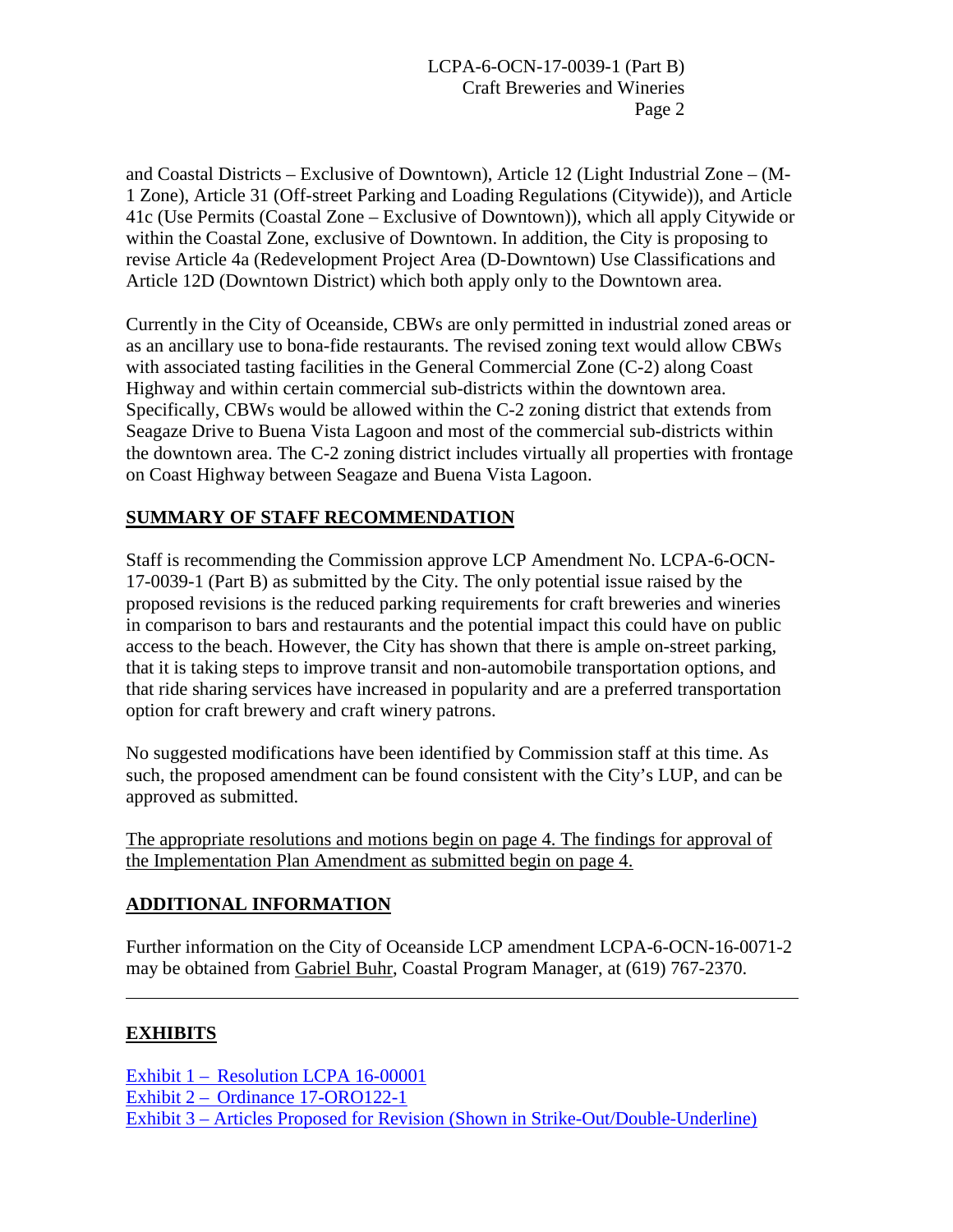and Coastal Districts – Exclusive of Downtown), Article 12 (Light Industrial Zone – (M-1 Zone), Article 31 (Off-street Parking and Loading Regulations (Citywide)), and Article 41c (Use Permits (Coastal Zone – Exclusive of Downtown)), which all apply Citywide or within the Coastal Zone, exclusive of Downtown. In addition, the City is proposing to revise Article 4a (Redevelopment Project Area (D-Downtown) Use Classifications and Article 12D (Downtown District) which both apply only to the Downtown area.

Currently in the City of Oceanside, CBWs are only permitted in industrial zoned areas or as an ancillary use to bona-fide restaurants. The revised zoning text would allow CBWs with associated tasting facilities in the General Commercial Zone (C-2) along Coast Highway and within certain commercial sub-districts within the downtown area. Specifically, CBWs would be allowed within the C-2 zoning district that extends from Seagaze Drive to Buena Vista Lagoon and most of the commercial sub-districts within the downtown area. The C-2 zoning district includes virtually all properties with frontage on Coast Highway between Seagaze and Buena Vista Lagoon.

## SUMMARY OF STAFF RECOMMENDATION

Staff is recommending the Commission approve LCP Amendment No. LCPA-6-OCN-17-0039-1 (Part B) as submitted by the City. The only potential issue raised by the proposed revisions is the reduced parking requirements for craft breweries and wineries in comparison to bars and restaurants and the potential impact this could have on public access to the beach. However, the City has shown that there is ample on-street parking, that it is taking steps to improve transit and non-automobile transportation options, and that ride sharing services have increased in popularity and are a preferred transportation option for craft brewery and craft winery patrons.

No suggested modifications have been identified by Commission staff at this time. As such, the proposed amendment can be found consistent with the City's LUP, and can be approved as submitted.

The appropriate resolutions and motions begin on page 4. The findings for approval of the Implementation Plan Amendment as submitted begin on page 4.

## ADDITIONAL INFORMATION

Further information on the City of Oceanside LCP amendment LCPA-6-OCN-16-0071-2 may be obtained from Gabriel Buhr, Coastal Program Manager, at (619) 767-2370.

---

## EXHIBITS

Exhibit 1 – Resolution LCPA 16-00001
Exhibit 2 – Ordinance 17-ORO122-1
Exhibit 3 – Articles Proposed for Revision (Shown in Strike-Out/Double-Underline)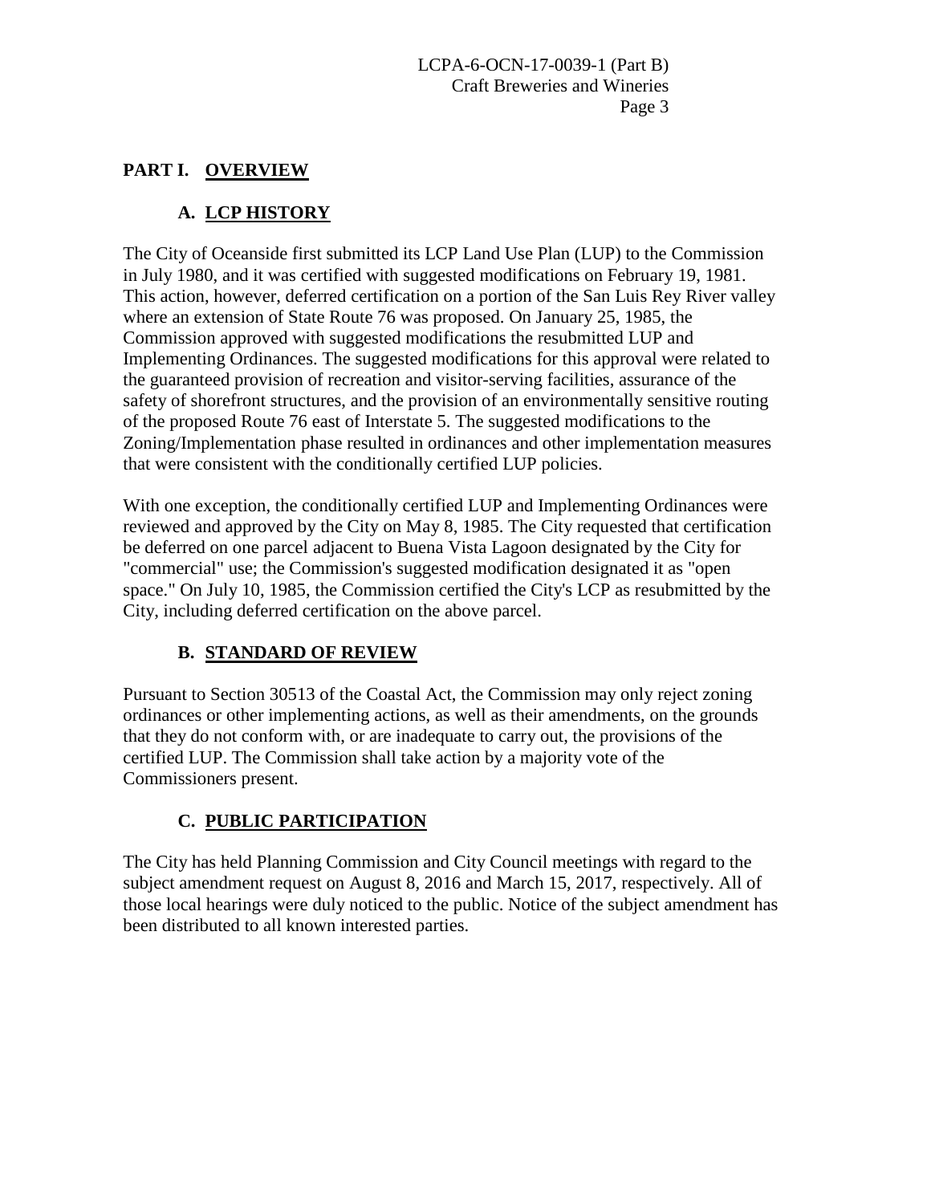## PART I. OVERVIEW

### A. LCP HISTORY

The City of Oceanside first submitted its LCP Land Use Plan (LUP) to the Commission in July 1980, and it was certified with suggested modifications on February 19, 1981. This action, however, deferred certification on a portion of the San Luis Rey River valley where an extension of State Route 76 was proposed. On January 25, 1985, the Commission approved with suggested modifications the resubmitted LUP and Implementing Ordinances. The suggested modifications for this approval were related to the guaranteed provision of recreation and visitor-serving facilities, assurance of the safety of shorefront structures, and the provision of an environmentally sensitive routing of the proposed Route 76 east of Interstate 5. The suggested modifications to the Zoning/Implementation phase resulted in ordinances and other implementation measures that were consistent with the conditionally certified LUP policies.

With one exception, the conditionally certified LUP and Implementing Ordinances were reviewed and approved by the City on May 8, 1985. The City requested that certification be deferred on one parcel adjacent to Buena Vista Lagoon designated by the City for "commercial" use; the Commission's suggested modification designated it as "open space." On July 10, 1985, the Commission certified the City's LCP as resubmitted by the City, including deferred certification on the above parcel.

### B. STANDARD OF REVIEW

Pursuant to Section 30513 of the Coastal Act, the Commission may only reject zoning ordinances or other implementing actions, as well as their amendments, on the grounds that they do not conform with, or are inadequate to carry out, the provisions of the certified LUP. The Commission shall take action by a majority vote of the Commissioners present.

### C. PUBLIC PARTICIPATION

The City has held Planning Commission and City Council meetings with regard to the subject amendment request on August 8, 2016 and March 15, 2017, respectively. All of those local hearings were duly noticed to the public. Notice of the subject amendment has been distributed to all known interested parties.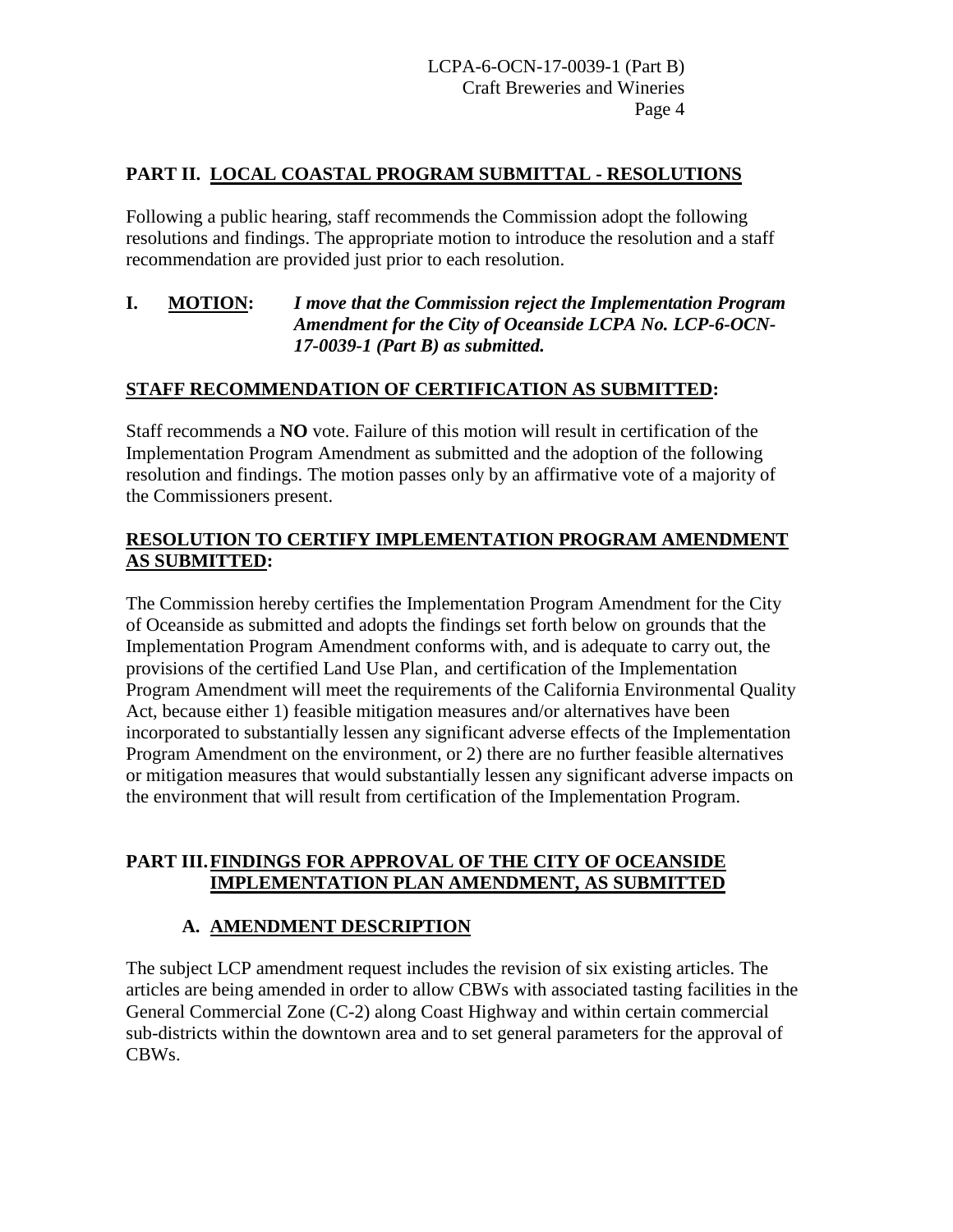## PART II. LOCAL COASTAL PROGRAM SUBMITTAL - RESOLUTIONS

Following a public hearing, staff recommends the Commission adopt the following resolutions and findings. The appropriate motion to introduce the resolution and a staff recommendation are provided just prior to each resolution.

**I. MOTION:** ***I move that the Commission reject the Implementation Program Amendment for the City of Oceanside LCPA No. LCP-6-OCN-17-0039-1 (Part B) as submitted.***

**STAFF RECOMMENDATION OF CERTIFICATION AS SUBMITTED:**

Staff recommends a **NO** vote. Failure of this motion will result in certification of the Implementation Program Amendment as submitted and the adoption of the following resolution and findings. The motion passes only by an affirmative vote of a majority of the Commissioners present.

**RESOLUTION TO CERTIFY IMPLEMENTATION PROGRAM AMENDMENT AS SUBMITTED:**

The Commission hereby certifies the Implementation Program Amendment for the City of Oceanside as submitted and adopts the findings set forth below on grounds that the Implementation Program Amendment conforms with, and is adequate to carry out, the provisions of the certified Land Use Plan, and certification of the Implementation Program Amendment will meet the requirements of the California Environmental Quality Act, because either 1) feasible mitigation measures and/or alternatives have been incorporated to substantially lessen any significant adverse effects of the Implementation Program Amendment on the environment, or 2) there are no further feasible alternatives or mitigation measures that would substantially lessen any significant adverse impacts on the environment that will result from certification of the Implementation Program.

## PART III. FINDINGS FOR APPROVAL OF THE CITY OF OCEANSIDE IMPLEMENTATION PLAN AMENDMENT, AS SUBMITTED

### A. AMENDMENT DESCRIPTION

The subject LCP amendment request includes the revision of six existing articles. The articles are being amended in order to allow CBWs with associated tasting facilities in the General Commercial Zone (C-2) along Coast Highway and within certain commercial sub-districts within the downtown area and to set general parameters for the approval of CBWs.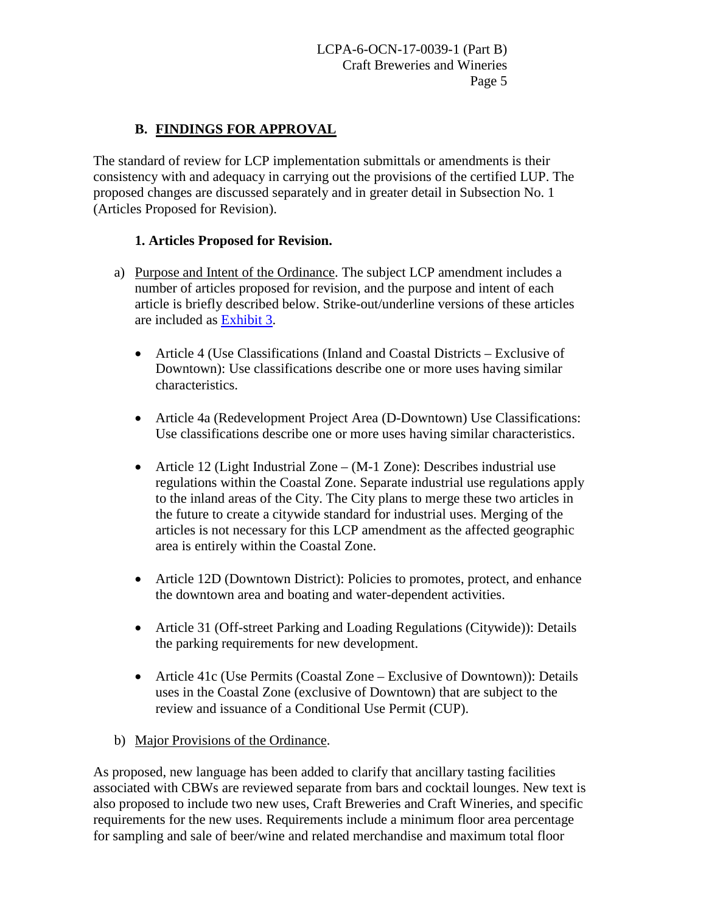## B. FINDINGS FOR APPROVAL

The standard of review for LCP implementation submittals or amendments is their consistency with and adequacy in carrying out the provisions of the certified LUP. The proposed changes are discussed separately and in greater detail in Subsection No. 1 (Articles Proposed for Revision).

### 1. Articles Proposed for Revision.

a) Purpose and Intent of the Ordinance. The subject LCP amendment includes a number of articles proposed for revision, and the purpose and intent of each article is briefly described below. Strike-out/underline versions of these articles are included as Exhibit 3.

- Article 4 (Use Classifications (Inland and Coastal Districts – Exclusive of Downtown): Use classifications describe one or more uses having similar characteristics.

- Article 4a (Redevelopment Project Area (D-Downtown) Use Classifications: Use classifications describe one or more uses having similar characteristics.

- Article 12 (Light Industrial Zone – (M-1 Zone): Describes industrial use regulations within the Coastal Zone. Separate industrial use regulations apply to the inland areas of the City. The City plans to merge these two articles in the future to create a citywide standard for industrial uses. Merging of the articles is not necessary for this LCP amendment as the affected geographic area is entirely within the Coastal Zone.

- Article 12D (Downtown District): Policies to promotes, protect, and enhance the downtown area and boating and water-dependent activities.

- Article 31 (Off-street Parking and Loading Regulations (Citywide)): Details the parking requirements for new development.

- Article 41c (Use Permits (Coastal Zone – Exclusive of Downtown)): Details uses in the Coastal Zone (exclusive of Downtown) that are subject to the review and issuance of a Conditional Use Permit (CUP).

b) Major Provisions of the Ordinance.

As proposed, new language has been added to clarify that ancillary tasting facilities associated with CBWs are reviewed separate from bars and cocktail lounges. New text is also proposed to include two new uses, Craft Breweries and Craft Wineries, and specific requirements for the new uses. Requirements include a minimum floor area percentage for sampling and sale of beer/wine and related merchandise and maximum total floor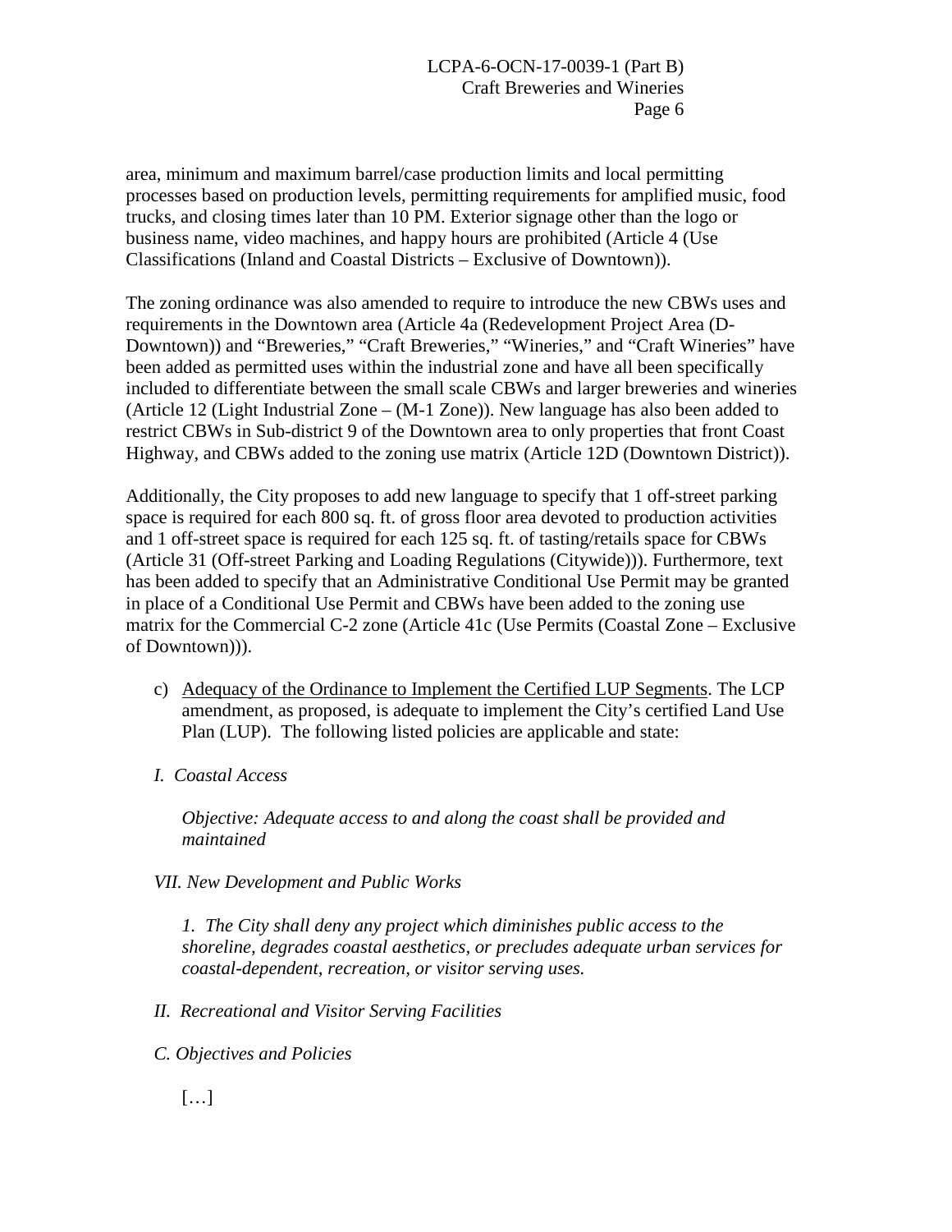area, minimum and maximum barrel/case production limits and local permitting processes based on production levels, permitting requirements for amplified music, food trucks, and closing times later than 10 PM. Exterior signage other than the logo or business name, video machines, and happy hours are prohibited (Article 4 (Use Classifications (Inland and Coastal Districts – Exclusive of Downtown)).

The zoning ordinance was also amended to require to introduce the new CBWs uses and requirements in the Downtown area (Article 4a (Redevelopment Project Area (D-Downtown)) and "Breweries," "Craft Breweries," "Wineries," and "Craft Wineries" have been added as permitted uses within the industrial zone and have all been specifically included to differentiate between the small scale CBWs and larger breweries and wineries (Article 12 (Light Industrial Zone – (M-1 Zone)). New language has also been added to restrict CBWs in Sub-district 9 of the Downtown area to only properties that front Coast Highway, and CBWs added to the zoning use matrix (Article 12D (Downtown District)).

Additionally, the City proposes to add new language to specify that 1 off-street parking space is required for each 800 sq. ft. of gross floor area devoted to production activities and 1 off-street space is required for each 125 sq. ft. of tasting/retails space for CBWs (Article 31 (Off-street Parking and Loading Regulations (Citywide))). Furthermore, text has been added to specify that an Administrative Conditional Use Permit may be granted in place of a Conditional Use Permit and CBWs have been added to the zoning use matrix for the Commercial C-2 zone (Article 41c (Use Permits (Coastal Zone – Exclusive of Downtown))).

c) Adequacy of the Ordinance to Implement the Certified LUP Segments. The LCP amendment, as proposed, is adequate to implement the City's certified Land Use Plan (LUP). The following listed policies are applicable and state:

*I. Coastal Access*

*Objective: Adequate access to and along the coast shall be provided and maintained*

*VII. New Development and Public Works*

*1. The City shall deny any project which diminishes public access to the shoreline, degrades coastal aesthetics, or precludes adequate urban services for coastal-dependent, recreation, or visitor serving uses.*

*II. Recreational and Visitor Serving Facilities*

*C. Objectives and Policies*

[…]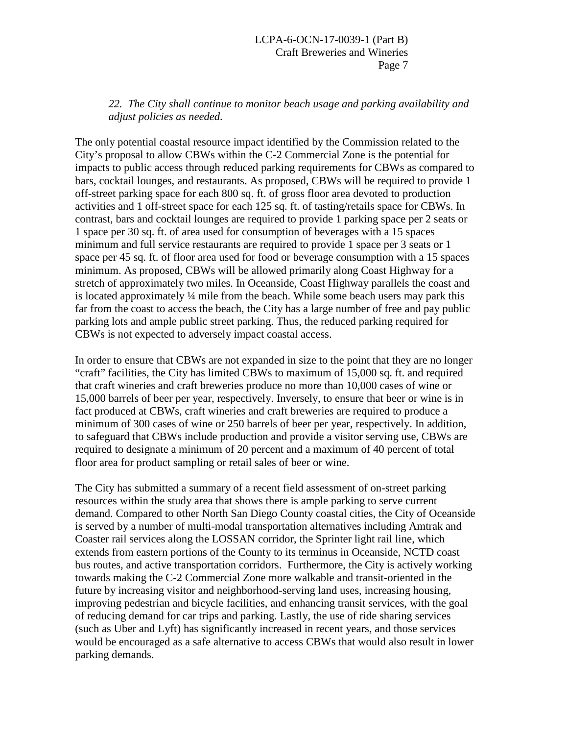*22. The City shall continue to monitor beach usage and parking availability and adjust policies as needed.*

The only potential coastal resource impact identified by the Commission related to the City's proposal to allow CBWs within the C-2 Commercial Zone is the potential for impacts to public access through reduced parking requirements for CBWs as compared to bars, cocktail lounges, and restaurants. As proposed, CBWs will be required to provide 1 off-street parking space for each 800 sq. ft. of gross floor area devoted to production activities and 1 off-street space for each 125 sq. ft. of tasting/retails space for CBWs. In contrast, bars and cocktail lounges are required to provide 1 parking space per 2 seats or 1 space per 30 sq. ft. of area used for consumption of beverages with a 15 spaces minimum and full service restaurants are required to provide 1 space per 3 seats or 1 space per 45 sq. ft. of floor area used for food or beverage consumption with a 15 spaces minimum. As proposed, CBWs will be allowed primarily along Coast Highway for a stretch of approximately two miles. In Oceanside, Coast Highway parallels the coast and is located approximately ¼ mile from the beach. While some beach users may park this far from the coast to access the beach, the City has a large number of free and pay public parking lots and ample public street parking. Thus, the reduced parking required for CBWs is not expected to adversely impact coastal access.

In order to ensure that CBWs are not expanded in size to the point that they are no longer "craft" facilities, the City has limited CBWs to maximum of 15,000 sq. ft. and required that craft wineries and craft breweries produce no more than 10,000 cases of wine or 15,000 barrels of beer per year, respectively. Inversely, to ensure that beer or wine is in fact produced at CBWs, craft wineries and craft breweries are required to produce a minimum of 300 cases of wine or 250 barrels of beer per year, respectively. In addition, to safeguard that CBWs include production and provide a visitor serving use, CBWs are required to designate a minimum of 20 percent and a maximum of 40 percent of total floor area for product sampling or retail sales of beer or wine.

The City has submitted a summary of a recent field assessment of on-street parking resources within the study area that shows there is ample parking to serve current demand. Compared to other North San Diego County coastal cities, the City of Oceanside is served by a number of multi-modal transportation alternatives including Amtrak and Coaster rail services along the LOSSAN corridor, the Sprinter light rail line, which extends from eastern portions of the County to its terminus in Oceanside, NCTD coast bus routes, and active transportation corridors. Furthermore, the City is actively working towards making the C-2 Commercial Zone more walkable and transit-oriented in the future by increasing visitor and neighborhood-serving land uses, increasing housing, improving pedestrian and bicycle facilities, and enhancing transit services, with the goal of reducing demand for car trips and parking. Lastly, the use of ride sharing services (such as Uber and Lyft) has significantly increased in recent years, and those services would be encouraged as a safe alternative to access CBWs that would also result in lower parking demands.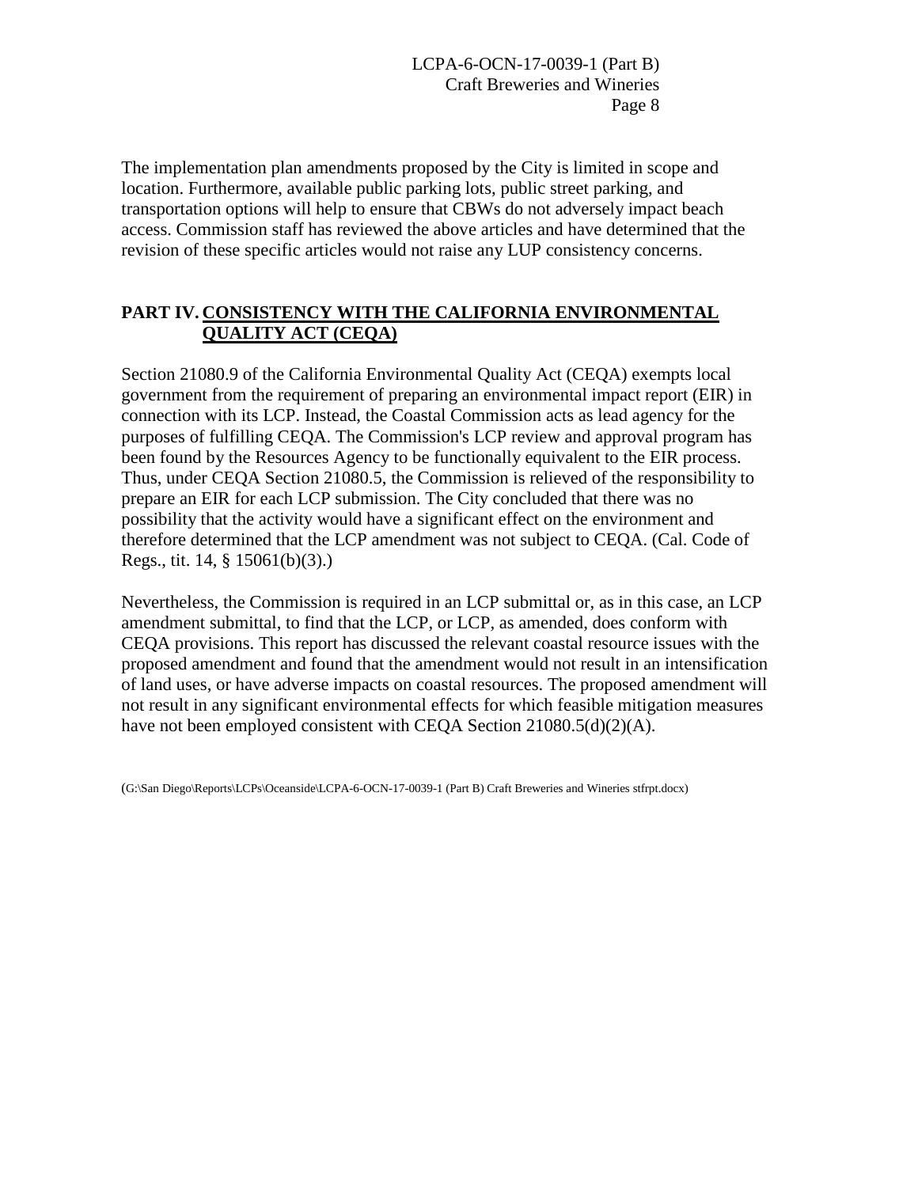The implementation plan amendments proposed by the City is limited in scope and location. Furthermore, available public parking lots, public street parking, and transportation options will help to ensure that CBWs do not adversely impact beach access. Commission staff has reviewed the above articles and have determined that the revision of these specific articles would not raise any LUP consistency concerns.

## PART IV. CONSISTENCY WITH THE CALIFORNIA ENVIRONMENTAL QUALITY ACT (CEQA)

Section 21080.9 of the California Environmental Quality Act (CEQA) exempts local government from the requirement of preparing an environmental impact report (EIR) in connection with its LCP. Instead, the Coastal Commission acts as lead agency for the purposes of fulfilling CEQA. The Commission's LCP review and approval program has been found by the Resources Agency to be functionally equivalent to the EIR process. Thus, under CEQA Section 21080.5, the Commission is relieved of the responsibility to prepare an EIR for each LCP submission. The City concluded that there was no possibility that the activity would have a significant effect on the environment and therefore determined that the LCP amendment was not subject to CEQA. (Cal. Code of Regs., tit. 14, § 15061(b)(3).)

Nevertheless, the Commission is required in an LCP submittal or, as in this case, an LCP amendment submittal, to find that the LCP, or LCP, as amended, does conform with CEQA provisions. This report has discussed the relevant coastal resource issues with the proposed amendment and found that the amendment would not result in an intensification of land uses, or have adverse impacts on coastal resources. The proposed amendment will not result in any significant environmental effects for which feasible mitigation measures have not been employed consistent with CEQA Section 21080.5(d)(2)(A).

(G:\San Diego\Reports\LCPs\Oceanside\LCPA-6-OCN-17-0039-1 (Part B) Craft Breweries and Wineries stfrpt.docx)